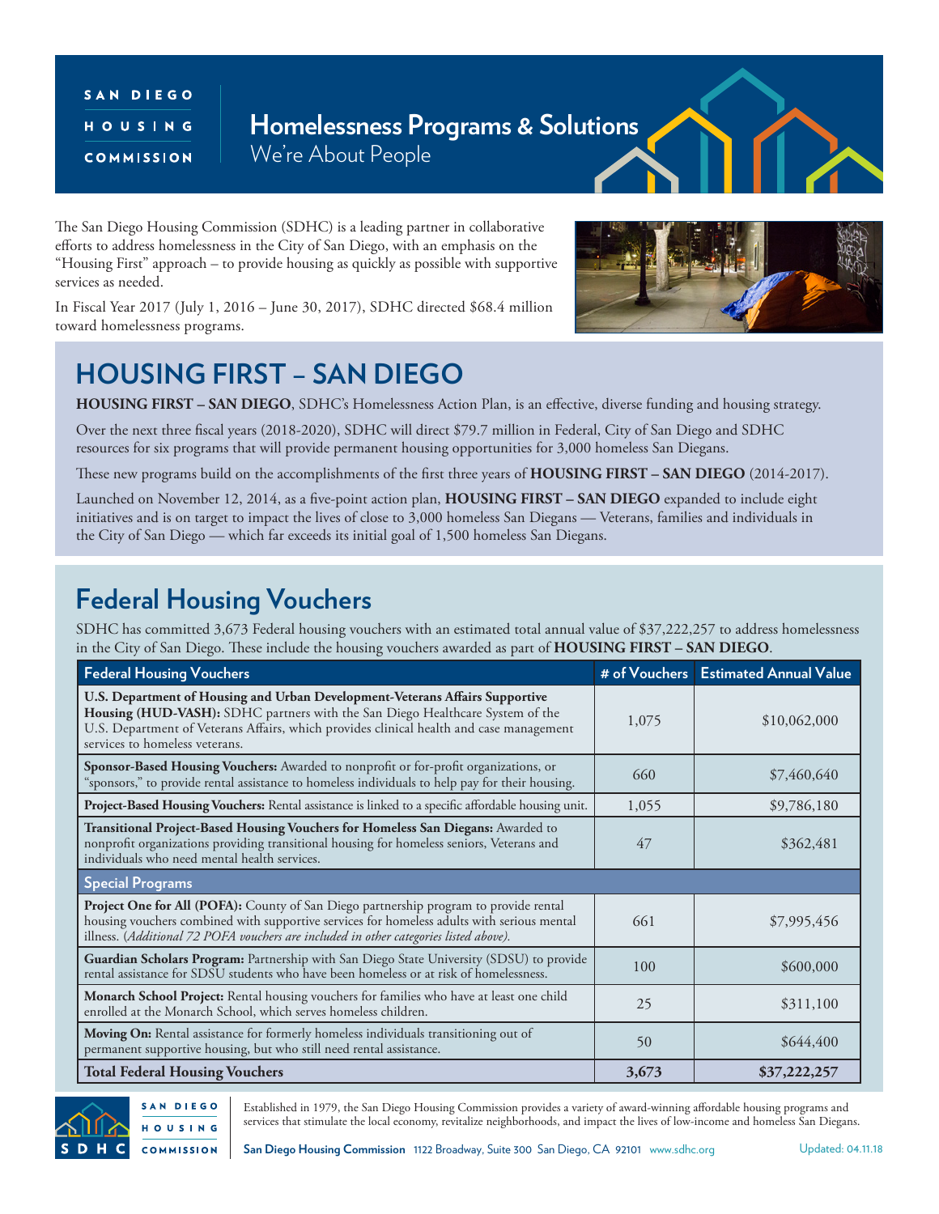SAN DIEGO HOUSING COMMISSION

# Homelessness Programs & Solutions

We're About People

The San Diego Housing Commission (SDHC) is a leading partner in collaborative efforts to address homelessness in the City of San Diego, with an emphasis on the "Housing First" approach – to provide housing as quickly as possible with supportive services as needed.

In Fiscal Year 2017 (July 1, 2016 – June 30, 2017), SDHC directed $68.4 million toward homelessness programs.

## HOUSING FIRST – SAN DIEGO

**HOUSING FIRST – SAN DIEGO**, SDHC's Homelessness Action Plan, is an effective, diverse funding and housing strategy.

Over the next three fiscal years (2018-2020), SDHC will direct $79.7 million in Federal, City of San Diego and SDHC resources for six programs that will provide permanent housing opportunities for 3,000 homeless San Diegans.

These new programs build on the accomplishments of the first three years of **HOUSING FIRST – SAN DIEGO** (2014-2017).

Launched on November 12, 2014, as a five-point action plan, **HOUSING FIRST – SAN DIEGO** expanded to include eight initiatives and is on target to impact the lives of close to 3,000 homeless San Diegans — Veterans, families and individuals in the City of San Diego — which far exceeds its initial goal of 1,500 homeless San Diegans.

## Federal Housing Vouchers

SDHC has committed 3,673 Federal housing vouchers with an estimated total annual value of $37,222,257 to address homelessness in the City of San Diego. These include the housing vouchers awarded as part of **HOUSING FIRST – SAN DIEGO**.

| Federal Housing Vouchers | # of Vouchers | Estimated Annual Value |
|---|---|---|
| **U.S. Department of Housing and Urban Development-Veterans Affairs Supportive Housing (HUD-VASH):** SDHC partners with the San Diego Healthcare System of the U.S. Department of Veterans Affairs, which provides clinical health and case management services to homeless veterans. | 1,075 | $10,062,000 |
| **Sponsor-Based Housing Vouchers:** Awarded to nonprofit or for-profit organizations, or "sponsors," to provide rental assistance to homeless individuals to help pay for their housing. | 660 | $7,460,640 |
| **Project-Based Housing Vouchers:** Rental assistance is linked to a specific affordable housing unit. | 1,055 | $9,786,180 |
| **Transitional Project-Based Housing Vouchers for Homeless San Diegans:** Awarded to nonprofit organizations providing transitional housing for homeless seniors, Veterans and individuals who need mental health services. | 47 | $362,481 |
| **Special Programs** | | |
| **Project One for All (POFA):** County of San Diego partnership program to provide rental housing vouchers combined with supportive services for homeless adults with serious mental illness. (*Additional 72 POFA vouchers are included in other categories listed above).* | 661 | $7,995,456 |
| **Guardian Scholars Program:** Partnership with San Diego State University (SDSU) to provide rental assistance for SDSU students who have been homeless or at risk of homelessness. | 100 | $600,000 |
| **Monarch School Project:** Rental housing vouchers for families who have at least one child enrolled at the Monarch School, which serves homeless children. | 25 | $311,100 |
| **Moving On:** Rental assistance for formerly homeless individuals transitioning out of permanent supportive housing, but who still need rental assistance. | 50 | $644,400 |
| **Total Federal Housing Vouchers** | **3,673** | **$37,222,257** |

Established in 1979, the San Diego Housing Commission provides a variety of award-winning affordable housing programs and services that stimulate the local economy, revitalize neighborhoods, and impact the lives of low-income and homeless San Diegans.

**San Diego Housing Commission** 1122 Broadway, Suite 300 San Diego, CA 92101 www.sdhc.org

Updated: 04.11.18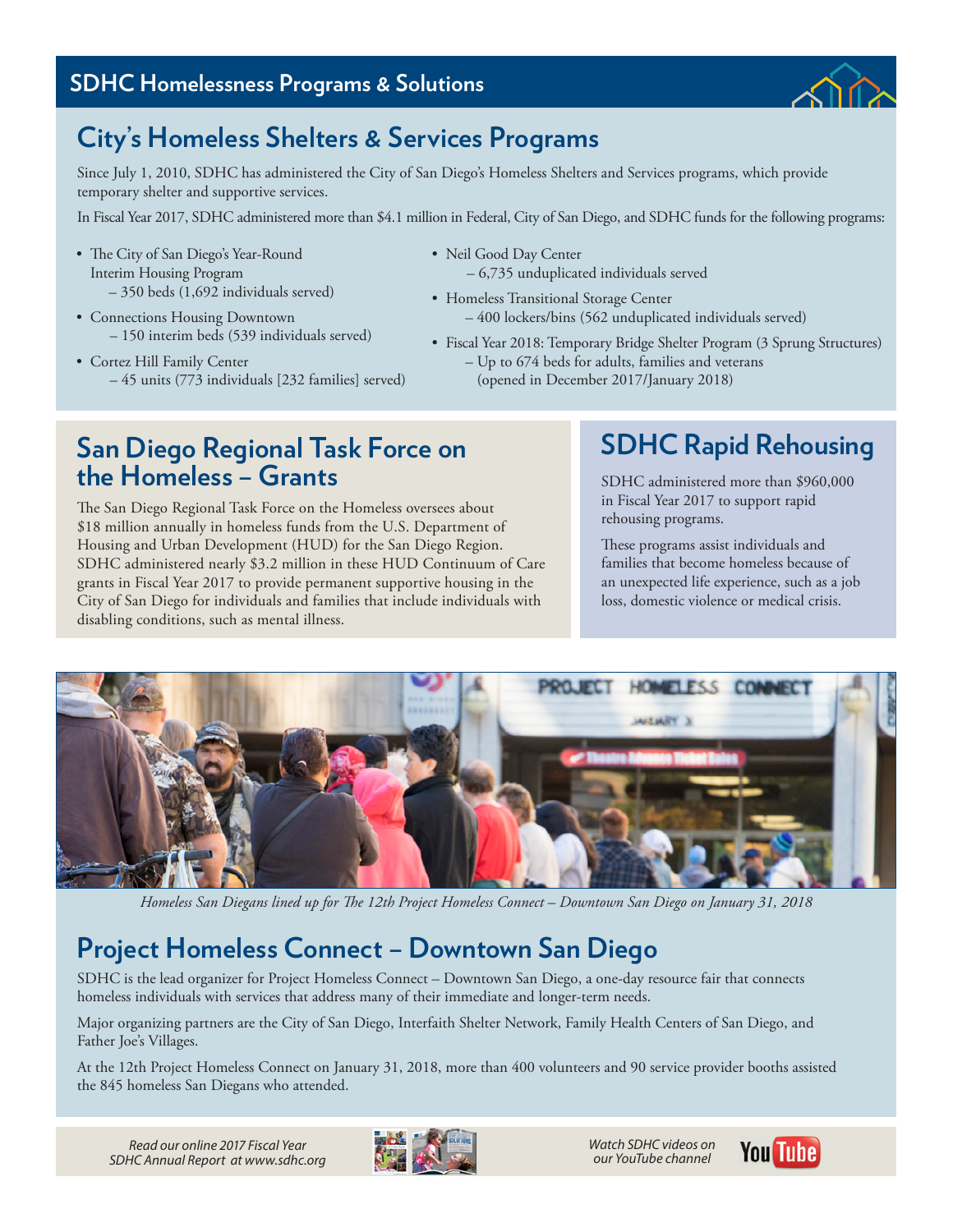## SDHC Homelessness Programs & Solutions

# City's Homeless Shelters & Services Programs

Since July 1, 2010, SDHC has administered the City of San Diego's Homeless Shelters and Services programs, which provide temporary shelter and supportive services.

In Fiscal Year 2017, SDHC administered more than $4.1 million in Federal, City of San Diego, and SDHC funds for the following programs:

- The City of San Diego's Year-Round Interim Housing Program
  – 350 beds (1,692 individuals served)
- Connections Housing Downtown
  – 150 interim beds (539 individuals served)
- Cortez Hill Family Center
  – 45 units (773 individuals [232 families] served)
- Neil Good Day Center
  – 6,735 unduplicated individuals served
- Homeless Transitional Storage Center
  – 400 lockers/bins (562 unduplicated individuals served)
- Fiscal Year 2018: Temporary Bridge Shelter Program (3 Sprung Structures)
  – Up to 674 beds for adults, families and veterans (opened in December 2017/January 2018)

# San Diego Regional Task Force on the Homeless – Grants

The San Diego Regional Task Force on the Homeless oversees about $18 million annually in homeless funds from the U.S. Department of Housing and Urban Development (HUD) for the San Diego Region. SDHC administered nearly $3.2 million in these HUD Continuum of Care grants in Fiscal Year 2017 to provide permanent supportive housing in the City of San Diego for individuals and families that include individuals with disabling conditions, such as mental illness.

# SDHC Rapid Rehousing

SDHC administered more than $960,000 in Fiscal Year 2017 to support rapid rehousing programs.

These programs assist individuals and families that become homeless because of an unexpected life experience, such as a job loss, domestic violence or medical crisis.

*Homeless San Diegans lined up for The 12th Project Homeless Connect – Downtown San Diego on January 31, 2018*

# Project Homeless Connect – Downtown San Diego

SDHC is the lead organizer for Project Homeless Connect – Downtown San Diego, a one-day resource fair that connects homeless individuals with services that address many of their immediate and longer-term needs.

Major organizing partners are the City of San Diego, Interfaith Shelter Network, Family Health Centers of San Diego, and Father Joe's Villages.

At the 12th Project Homeless Connect on January 31, 2018, more than 400 volunteers and 90 service provider booths assisted the 845 homeless San Diegans who attended.

*Read our online 2017 Fiscal Year SDHC Annual Report at www.sdhc.org*

*Watch SDHC videos on our YouTube channel*